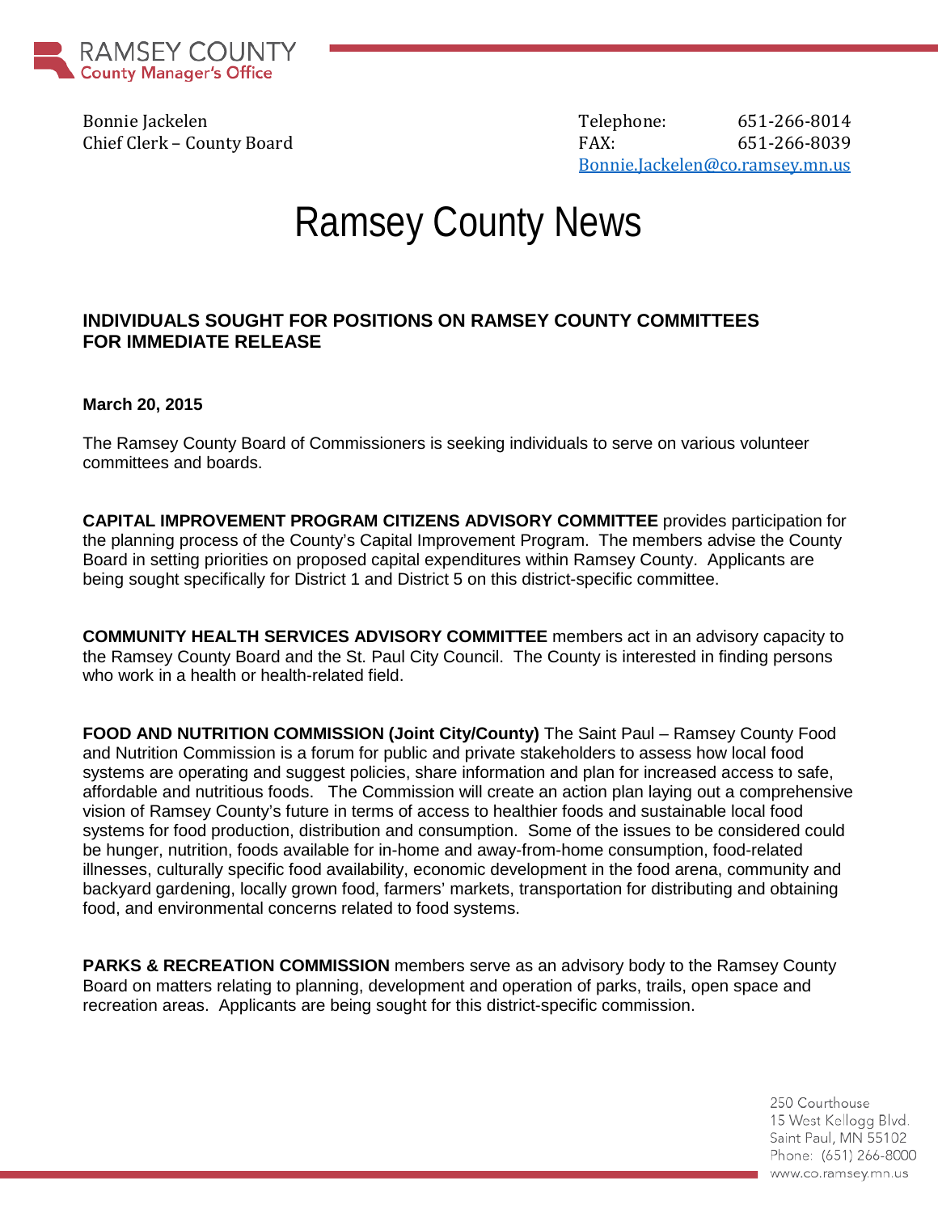RAMSEY COUNTY
County Manager's Office

Bonnie Jackelen
Chief Clerk – County Board

Telephone: 651-266-8014
FAX: 651-266-8039
Bonnie.Jackelen@co.ramsey.mn.us

# Ramsey County News

**INDIVIDUALS SOUGHT FOR POSITIONS ON RAMSEY COUNTY COMMITTEES**
**FOR IMMEDIATE RELEASE**

**March 20, 2015**

The Ramsey County Board of Commissioners is seeking individuals to serve on various volunteer committees and boards.

**CAPITAL IMPROVEMENT PROGRAM CITIZENS ADVISORY COMMITTEE** provides participation for the planning process of the County's Capital Improvement Program. The members advise the County Board in setting priorities on proposed capital expenditures within Ramsey County. Applicants are being sought specifically for District 1 and District 5 on this district-specific committee.

**COMMUNITY HEALTH SERVICES ADVISORY COMMITTEE** members act in an advisory capacity to the Ramsey County Board and the St. Paul City Council. The County is interested in finding persons who work in a health or health-related field.

**FOOD AND NUTRITION COMMISSION (Joint City/County)** The Saint Paul – Ramsey County Food and Nutrition Commission is a forum for public and private stakeholders to assess how local food systems are operating and suggest policies, share information and plan for increased access to safe, affordable and nutritious foods. The Commission will create an action plan laying out a comprehensive vision of Ramsey County's future in terms of access to healthier foods and sustainable local food systems for food production, distribution and consumption. Some of the issues to be considered could be hunger, nutrition, foods available for in-home and away-from-home consumption, food-related illnesses, culturally specific food availability, economic development in the food arena, community and backyard gardening, locally grown food, farmers' markets, transportation for distributing and obtaining food, and environmental concerns related to food systems.

**PARKS & RECREATION COMMISSION** members serve as an advisory body to the Ramsey County Board on matters relating to planning, development and operation of parks, trails, open space and recreation areas. Applicants are being sought for this district-specific commission.

250 Courthouse
15 West Kellogg Blvd.
Saint Paul, MN 55102
Phone: (651) 266-8000
www.co.ramsey.mn.us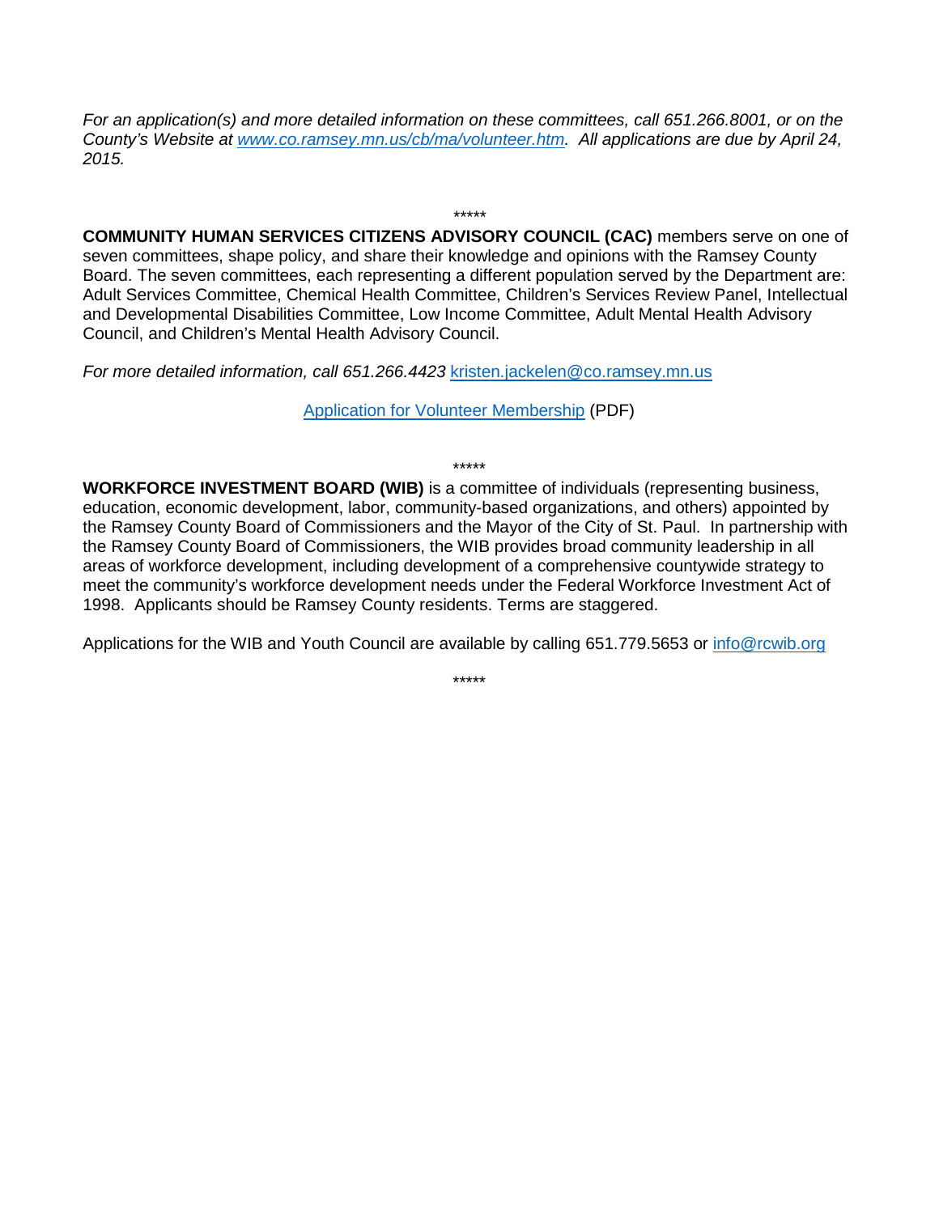*For an application(s) and more detailed information on these committees, call 651.266.8001, or on the County's Website at [www.co.ramsey.mn.us/cb/ma/volunteer.htm](http://www.co.ramsey.mn.us/cb/ma/volunteer.htm). All applications are due by April 24, 2015.*

*****

**COMMUNITY HUMAN SERVICES CITIZENS ADVISORY COUNCIL (CAC)** members serve on one of seven committees, shape policy, and share their knowledge and opinions with the Ramsey County Board. The seven committees, each representing a different population served by the Department are: Adult Services Committee, Chemical Health Committee, Children's Services Review Panel, Intellectual and Developmental Disabilities Committee, Low Income Committee, Adult Mental Health Advisory Council, and Children's Mental Health Advisory Council.

*For more detailed information, call 651.266.4423* [kristen.jackelen@co.ramsey.mn.us](mailto:kristen.jackelen@co.ramsey.mn.us)

Application for Volunteer Membership (PDF)

*****

**WORKFORCE INVESTMENT BOARD (WIB)** is a committee of individuals (representing business, education, economic development, labor, community-based organizations, and others) appointed by the Ramsey County Board of Commissioners and the Mayor of the City of St. Paul. In partnership with the Ramsey County Board of Commissioners, the WIB provides broad community leadership in all areas of workforce development, including development of a comprehensive countywide strategy to meet the community's workforce development needs under the Federal Workforce Investment Act of 1998. Applicants should be Ramsey County residents. Terms are staggered.

Applications for the WIB and Youth Council are available by calling 651.779.5653 or [info@rcwib.org](mailto:info@rcwib.org)

*****